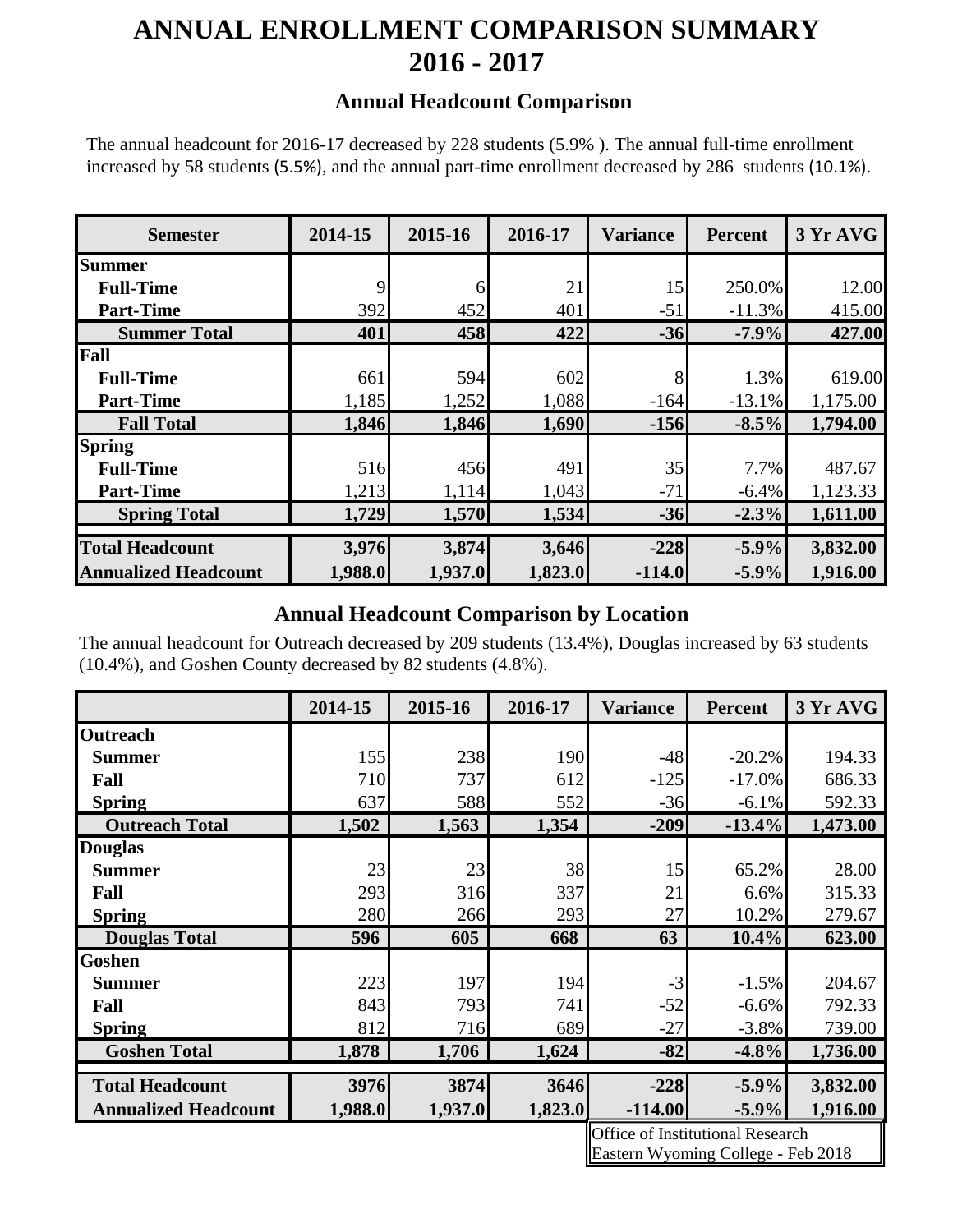# ANNUAL ENROLLMENT COMPARISON SUMMARY 2016 - 2017

## Annual Headcount Comparison

The annual headcount for 2016-17 decreased by 228 students (5.9% ). The annual full-time enrollment increased by 58 students (5.5%), and the annual part-time enrollment decreased by 286 students (10.1%).

| Semester | 2014-15 | 2015-16 | 2016-17 | Variance | Percent | 3 Yr AVG |
|---|---|---|---|---|---|---|
| **Summer** | | | | | | |
| **Full-Time** | 9 | 6 | 21 | 15 | 250.0% | 12.00 |
| **Part-Time** | 392 | 452 | 401 | -51 | -11.3% | 415.00 |
| **Summer Total** | **401** | **458** | **422** | **-36** | **-7.9%** | **427.00** |
| **Fall** | | | | | | |
| **Full-Time** | 661 | 594 | 602 | 8 | 1.3% | 619.00 |
| **Part-Time** | 1,185 | 1,252 | 1,088 | -164 | -13.1% | 1,175.00 |
| **Fall Total** | **1,846** | **1,846** | **1,690** | **-156** | **-8.5%** | **1,794.00** |
| **Spring** | | | | | | |
| **Full-Time** | 516 | 456 | 491 | 35 | 7.7% | 487.67 |
| **Part-Time** | 1,213 | 1,114 | 1,043 | -71 | -6.4% | 1,123.33 |
| **Spring Total** | **1,729** | **1,570** | **1,534** | **-36** | **-2.3%** | **1,611.00** |
| **Total Headcount** | **3,976** | **3,874** | **3,646** | **-228** | **-5.9%** | **3,832.00** |
| **Annualized Headcount** | **1,988.0** | **1,937.0** | **1,823.0** | **-114.0** | **-5.9%** | **1,916.00** |

## Annual Headcount Comparison by Location

The annual headcount for Outreach decreased by 209 students (13.4%), Douglas increased by 63 students (10.4%), and Goshen County decreased by 82 students (4.8%).

| | 2014-15 | 2015-16 | 2016-17 | Variance | Percent | 3 Yr AVG |
|---|---|---|---|---|---|---|
| **Outreach** | | | | | | |
| **Summer** | 155 | 238 | 190 | -48 | -20.2% | 194.33 |
| **Fall** | 710 | 737 | 612 | -125 | -17.0% | 686.33 |
| **Spring** | 637 | 588 | 552 | -36 | -6.1% | 592.33 |
| **Outreach Total** | **1,502** | **1,563** | **1,354** | **-209** | **-13.4%** | **1,473.00** |
| **Douglas** | | | | | | |
| **Summer** | 23 | 23 | 38 | 15 | 65.2% | 28.00 |
| **Fall** | 293 | 316 | 337 | 21 | 6.6% | 315.33 |
| **Spring** | 280 | 266 | 293 | 27 | 10.2% | 279.67 |
| **Douglas Total** | **596** | **605** | **668** | **63** | **10.4%** | **623.00** |
| **Goshen** | | | | | | |
| **Summer** | 223 | 197 | 194 | -3 | -1.5% | 204.67 |
| **Fall** | 843 | 793 | 741 | -52 | -6.6% | 792.33 |
| **Spring** | 812 | 716 | 689 | -27 | -3.8% | 739.00 |
| **Goshen Total** | **1,878** | **1,706** | **1,624** | **-82** | **-4.8%** | **1,736.00** |
| **Total Headcount** | **3976** | **3874** | **3646** | **-228** | **-5.9%** | **3,832.00** |
| **Annualized Headcount** | **1,988.0** | **1,937.0** | **1,823.0** | **-114.00** | **-5.9%** | **1,916.00** |

Office of Institutional Research
Eastern Wyoming College - Feb 2018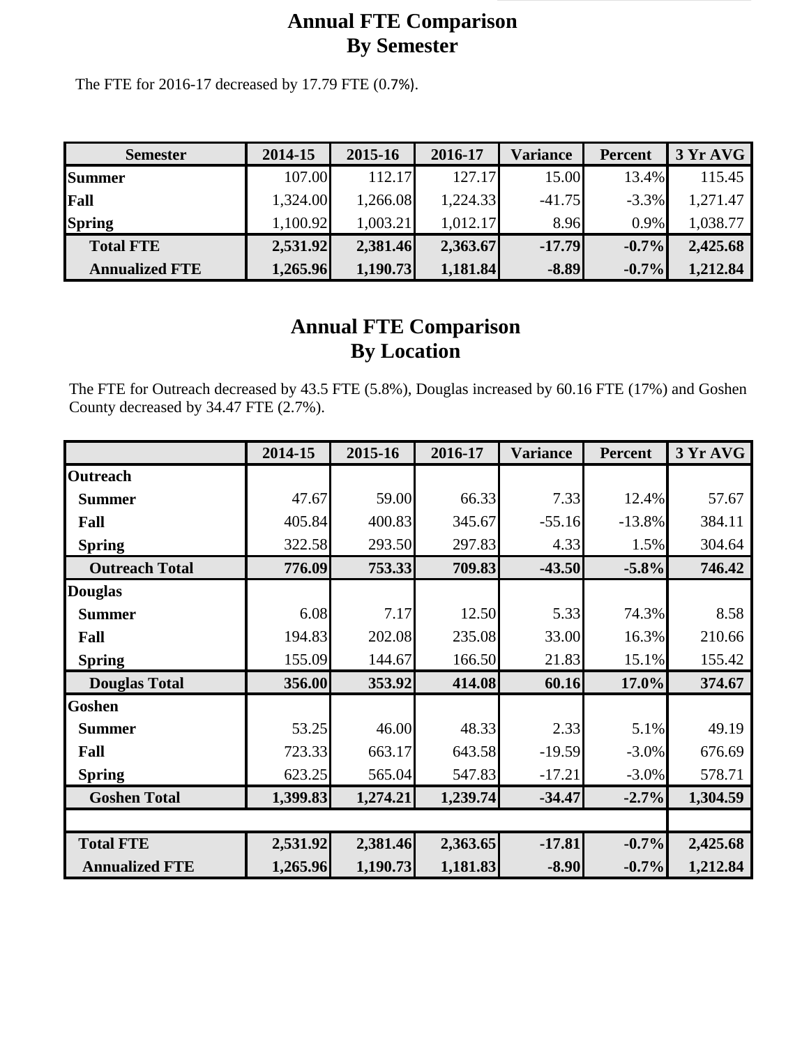# Annual FTE Comparison
# By Semester

The FTE for 2016-17 decreased by 17.79 FTE (0.7%).

| Semester | 2014-15 | 2015-16 | 2016-17 | Variance | Percent | 3 Yr AVG |
|---|---|---|---|---|---|---|
| **Summer** | 107.00 | 112.17 | 127.17 | 15.00 | 13.4% | 115.45 |
| **Fall** | 1,324.00 | 1,266.08 | 1,224.33 | -41.75 | -3.3% | 1,271.47 |
| **Spring** | 1,100.92 | 1,003.21 | 1,012.17 | 8.96 | 0.9% | 1,038.77 |
| **Total FTE** | **2,531.92** | **2,381.46** | **2,363.67** | **-17.79** | **-0.7%** | **2,425.68** |
| **Annualized FTE** | **1,265.96** | **1,190.73** | **1,181.84** | **-8.89** | **-0.7%** | **1,212.84** |

# Annual FTE Comparison
# By Location

The FTE for Outreach decreased by 43.5 FTE (5.8%), Douglas increased by 60.16 FTE (17%) and Goshen County decreased by 34.47 FTE (2.7%).

| | 2014-15 | 2015-16 | 2016-17 | Variance | Percent | 3 Yr AVG |
|---|---|---|---|---|---|---|
| **Outreach** | | | | | | |
| **Summer** | 47.67 | 59.00 | 66.33 | 7.33 | 12.4% | 57.67 |
| **Fall** | 405.84 | 400.83 | 345.67 | -55.16 | -13.8% | 384.11 |
| **Spring** | 322.58 | 293.50 | 297.83 | 4.33 | 1.5% | 304.64 |
| **Outreach Total** | **776.09** | **753.33** | **709.83** | **-43.50** | **-5.8%** | **746.42** |
| **Douglas** | | | | | | |
| **Summer** | 6.08 | 7.17 | 12.50 | 5.33 | 74.3% | 8.58 |
| **Fall** | 194.83 | 202.08 | 235.08 | 33.00 | 16.3% | 210.66 |
| **Spring** | 155.09 | 144.67 | 166.50 | 21.83 | 15.1% | 155.42 |
| **Douglas Total** | **356.00** | **353.92** | **414.08** | **60.16** | **17.0%** | **374.67** |
| **Goshen** | | | | | | |
| **Summer** | 53.25 | 46.00 | 48.33 | 2.33 | 5.1% | 49.19 |
| **Fall** | 723.33 | 663.17 | 643.58 | -19.59 | -3.0% | 676.69 |
| **Spring** | 623.25 | 565.04 | 547.83 | -17.21 | -3.0% | 578.71 |
| **Goshen Total** | **1,399.83** | **1,274.21** | **1,239.74** | **-34.47** | **-2.7%** | **1,304.59** |
| | | | | | | |
| **Total FTE** | **2,531.92** | **2,381.46** | **2,363.65** | **-17.81** | **-0.7%** | **2,425.68** |
| **Annualized FTE** | **1,265.96** | **1,190.73** | **1,181.83** | **-8.90** | **-0.7%** | **1,212.84** |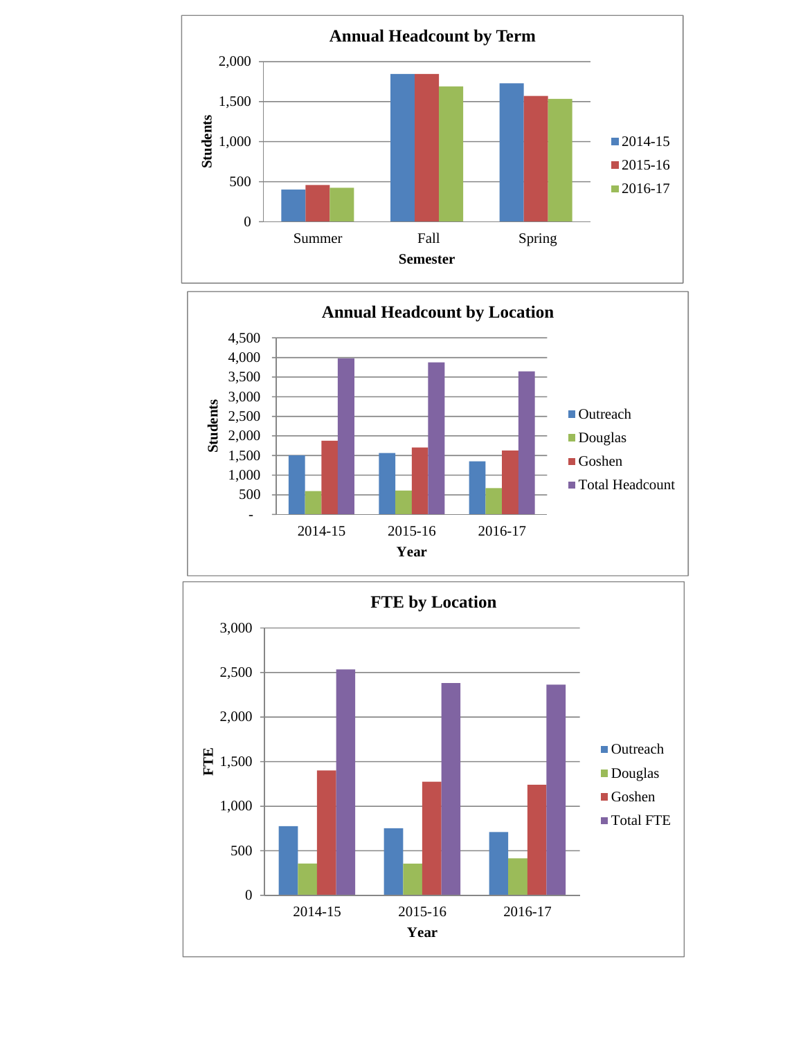Annual Headcount by Term

Students

2,000
1,500
1,000
500
0

Summer
Fall
Spring

Semester

2014-15
2015-16
2016-17

Annual Headcount by Location

Students

4,500
4,000
3,500
3,000
2,500
2,000
1,500
1,000
500
-

2014-15
2015-16
2016-17

Year

Outreach
Douglas
Goshen
Total Headcount

FTE by Location

FTE

3,000
2,500
2,000
1,500
1,000
500
0

2014-15
2015-16
2016-17

Year

Outreach
Douglas
Goshen
Total FTE